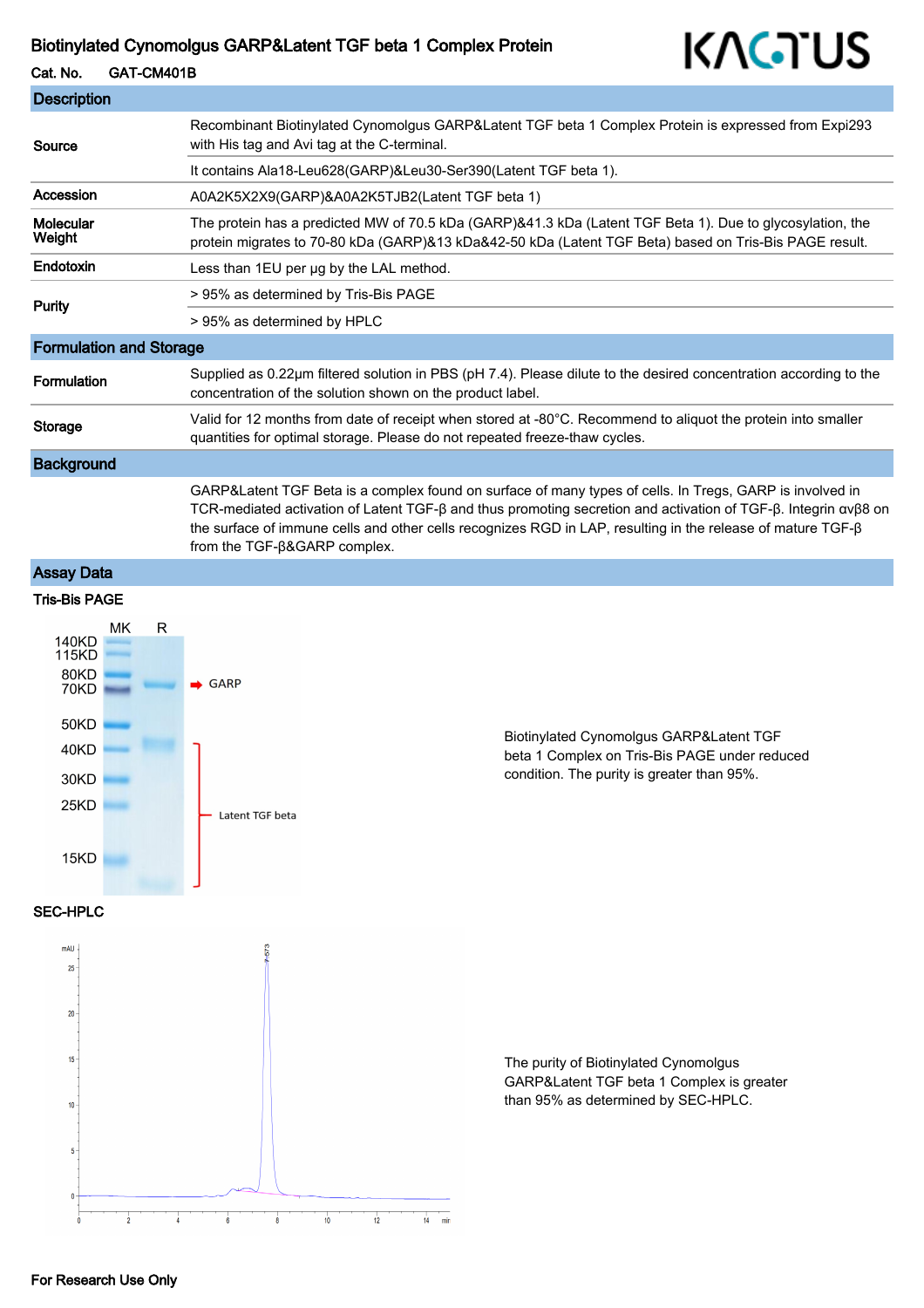# Biotinylated Cynomolgus GARP&Latent TGF beta 1 Complex Protein

**Cat. No.** GAT-CM401B

KACTUS

## Description

| | |
|---|---|
| **Source** | Recombinant Biotinylated Cynomolgus GARP&Latent TGF beta 1 Complex Protein is expressed from Expi293 with His tag and Avi tag at the C-terminal. |
| | It contains Ala18-Leu628(GARP)&Leu30-Ser390(Latent TGF beta 1). |
| **Accession** | A0A2K5X2X9(GARP)&A0A2K5TJB2(Latent TGF beta 1) |
| **Molecular Weight** | The protein has a predicted MW of 70.5 kDa (GARP)&41.3 kDa (Latent TGF Beta 1). Due to glycosylation, the protein migrates to 70-80 kDa (GARP)&13 kDa&42-50 kDa (Latent TGF Beta) based on Tris-Bis PAGE result. |
| **Endotoxin** | Less than 1EU per μg by the LAL method. |
| **Purity** | > 95% as determined by Tris-Bis PAGE |
| | > 95% as determined by HPLC |

## Formulation and Storage

| | |
|---|---|
| **Formulation** | Supplied as 0.22μm filtered solution in PBS (pH 7.4). Please dilute to the desired concentration according to the concentration of the solution shown on the product label. |
| **Storage** | Valid for 12 months from date of receipt when stored at -80°C. Recommend to aliquot the protein into smaller quantities for optimal storage. Please do not repeated freeze-thaw cycles. |

## Background

GARP&Latent TGF Beta is a complex found on surface of many types of cells. In Tregs, GARP is involved in TCR-mediated activation of Latent TGF-β and thus promoting secretion and activation of TGF-β. Integrin αvβ8 on the surface of immune cells and other cells recognizes RGD in LAP, resulting in the release of mature TGF-β from the TGF-β&GARP complex.

## Assay Data

### Tris-Bis PAGE

MK R

140KD
115KD
80KD
70KD
50KD
40KD
30KD
25KD
15KD

GARP

Latent TGF beta

Biotinylated Cynomolgus GARP&Latent TGF beta 1 Complex on Tris-Bis PAGE under reduced condition. The purity is greater than 95%.

### SEC-HPLC

mAU
25
20
15
10
5
0

7.573

0 2 4 6 8 10 12 14 min

The purity of Biotinylated Cynomolgus GARP&Latent TGF beta 1 Complex is greater than 95% as determined by SEC-HPLC.

**For Research Use Only**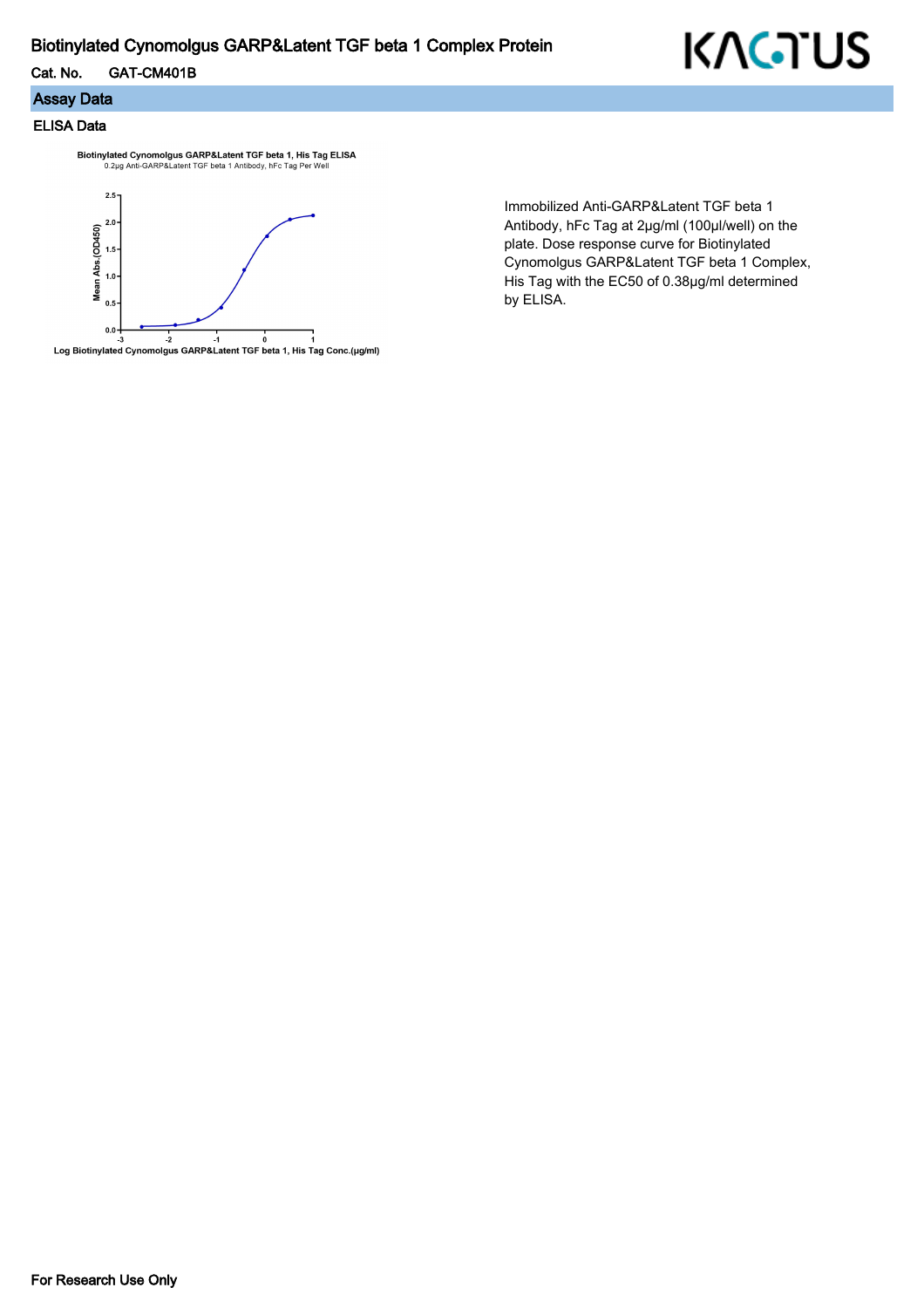# Biotinylated Cynomolgus GARP&Latent TGF beta 1 Complex Protein

Cat. No. GAT-CM401B

## Assay Data

### ELISA Data

Biotinylated Cynomolgus GARP&Latent TGF beta 1, His Tag ELISA
0.2μg Anti-GARP&Latent TGF beta 1 Antibody, hFc Tag Per Well

Mean Abs.(OD450)
2.5
2.0
1.5
1.0
0.5
0.0
-3
-2
-1
0
1
Log Biotinylated Cynomolgus GARP&Latent TGF beta 1, His Tag Conc.(μg/ml)

Immobilized Anti-GARP&Latent TGF beta 1 Antibody, hFc Tag at 2μg/ml (100μl/well) on the plate. Dose response curve for Biotinylated Cynomolgus GARP&Latent TGF beta 1 Complex, His Tag with the EC50 of 0.38μg/ml determined by ELISA.

For Research Use Only